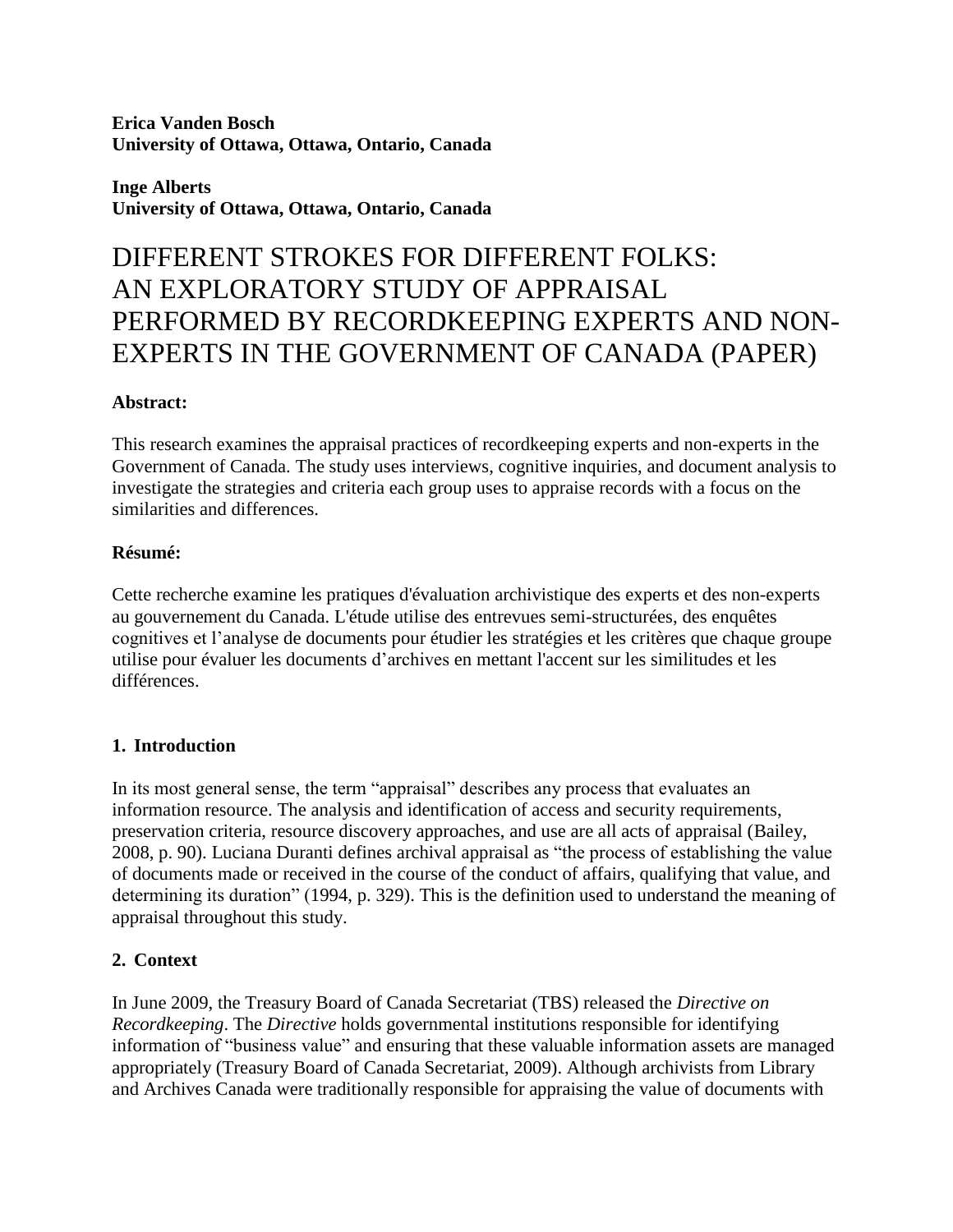**Erica Vanden Bosch**
**University of Ottawa, Ottawa, Ontario, Canada**

**Inge Alberts**
**University of Ottawa, Ottawa, Ontario, Canada**

# DIFFERENT STROKES FOR DIFFERENT FOLKS: AN EXPLORATORY STUDY OF APPRAISAL PERFORMED BY RECORDKEEPING EXPERTS AND NON-EXPERTS IN THE GOVERNMENT OF CANADA (PAPER)

**Abstract:**

This research examines the appraisal practices of recordkeeping experts and non-experts in the Government of Canada. The study uses interviews, cognitive inquiries, and document analysis to investigate the strategies and criteria each group uses to appraise records with a focus on the similarities and differences.

**Résumé:**

Cette recherche examine les pratiques d'évaluation archivistique des experts et des non-experts au gouvernement du Canada. L'étude utilise des entrevues semi-structurées, des enquêtes cognitives et l'analyse de documents pour étudier les stratégies et les critères que chaque groupe utilise pour évaluer les documents d'archives en mettant l'accent sur les similitudes et les différences.

## 1. Introduction

In its most general sense, the term "appraisal" describes any process that evaluates an information resource. The analysis and identification of access and security requirements, preservation criteria, resource discovery approaches, and use are all acts of appraisal (Bailey, 2008, p. 90). Luciana Duranti defines archival appraisal as "the process of establishing the value of documents made or received in the course of the conduct of affairs, qualifying that value, and determining its duration" (1994, p. 329). This is the definition used to understand the meaning of appraisal throughout this study.

## 2. Context

In June 2009, the Treasury Board of Canada Secretariat (TBS) released the *Directive on Recordkeeping*. The *Directive* holds governmental institutions responsible for identifying information of "business value" and ensuring that these valuable information assets are managed appropriately (Treasury Board of Canada Secretariat, 2009). Although archivists from Library and Archives Canada were traditionally responsible for appraising the value of documents with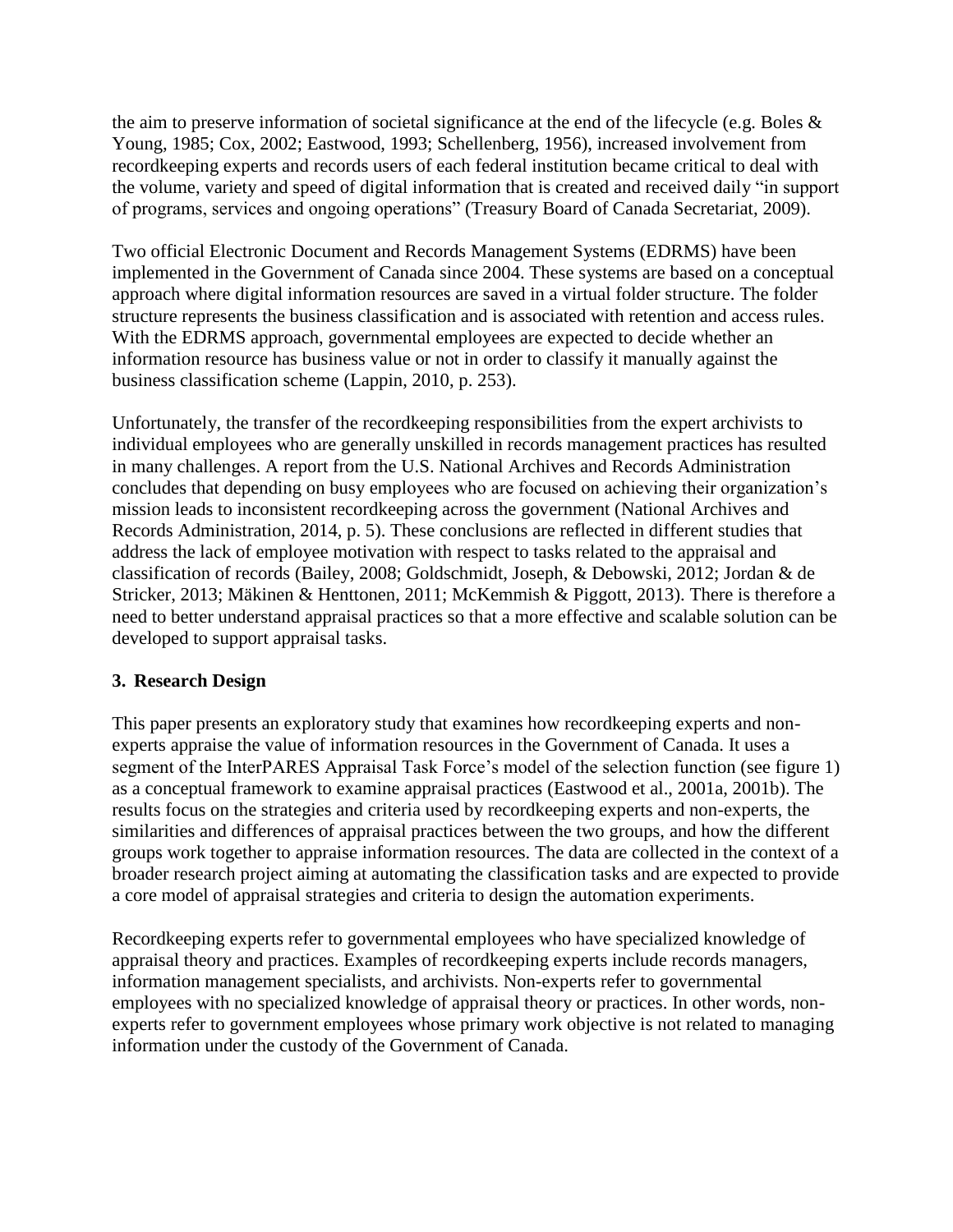the aim to preserve information of societal significance at the end of the lifecycle (e.g. Boles & Young, 1985; Cox, 2002; Eastwood, 1993; Schellenberg, 1956), increased involvement from recordkeeping experts and records users of each federal institution became critical to deal with the volume, variety and speed of digital information that is created and received daily "in support of programs, services and ongoing operations" (Treasury Board of Canada Secretariat, 2009).

Two official Electronic Document and Records Management Systems (EDRMS) have been implemented in the Government of Canada since 2004. These systems are based on a conceptual approach where digital information resources are saved in a virtual folder structure. The folder structure represents the business classification and is associated with retention and access rules. With the EDRMS approach, governmental employees are expected to decide whether an information resource has business value or not in order to classify it manually against the business classification scheme (Lappin, 2010, p. 253).

Unfortunately, the transfer of the recordkeeping responsibilities from the expert archivists to individual employees who are generally unskilled in records management practices has resulted in many challenges. A report from the U.S. National Archives and Records Administration concludes that depending on busy employees who are focused on achieving their organization's mission leads to inconsistent recordkeeping across the government (National Archives and Records Administration, 2014, p. 5). These conclusions are reflected in different studies that address the lack of employee motivation with respect to tasks related to the appraisal and classification of records (Bailey, 2008; Goldschmidt, Joseph, & Debowski, 2012; Jordan & de Stricker, 2013; Mäkinen & Henttonen, 2011; McKemmish & Piggott, 2013). There is therefore a need to better understand appraisal practices so that a more effective and scalable solution can be developed to support appraisal tasks.

## 3. Research Design

This paper presents an exploratory study that examines how recordkeeping experts and non-experts appraise the value of information resources in the Government of Canada. It uses a segment of the InterPARES Appraisal Task Force's model of the selection function (see figure 1) as a conceptual framework to examine appraisal practices (Eastwood et al., 2001a, 2001b). The results focus on the strategies and criteria used by recordkeeping experts and non-experts, the similarities and differences of appraisal practices between the two groups, and how the different groups work together to appraise information resources. The data are collected in the context of a broader research project aiming at automating the classification tasks and are expected to provide a core model of appraisal strategies and criteria to design the automation experiments.

Recordkeeping experts refer to governmental employees who have specialized knowledge of appraisal theory and practices. Examples of recordkeeping experts include records managers, information management specialists, and archivists. Non-experts refer to governmental employees with no specialized knowledge of appraisal theory or practices. In other words, non-experts refer to government employees whose primary work objective is not related to managing information under the custody of the Government of Canada.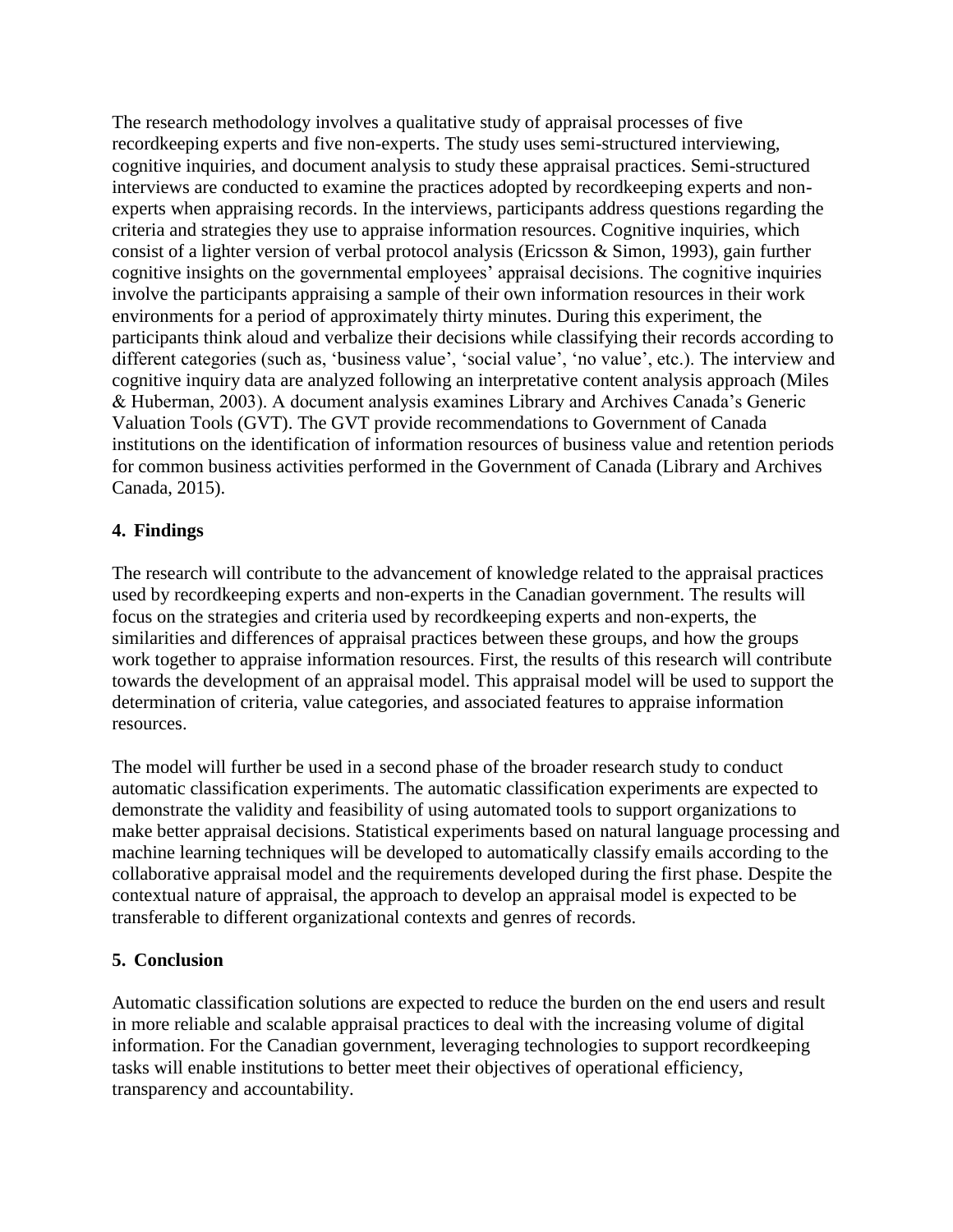The research methodology involves a qualitative study of appraisal processes of five recordkeeping experts and five non-experts. The study uses semi-structured interviewing, cognitive inquiries, and document analysis to study these appraisal practices. Semi-structured interviews are conducted to examine the practices adopted by recordkeeping experts and non-experts when appraising records. In the interviews, participants address questions regarding the criteria and strategies they use to appraise information resources. Cognitive inquiries, which consist of a lighter version of verbal protocol analysis (Ericsson & Simon, 1993), gain further cognitive insights on the governmental employees' appraisal decisions. The cognitive inquiries involve the participants appraising a sample of their own information resources in their work environments for a period of approximately thirty minutes. During this experiment, the participants think aloud and verbalize their decisions while classifying their records according to different categories (such as, 'business value', 'social value', 'no value', etc.). The interview and cognitive inquiry data are analyzed following an interpretative content analysis approach (Miles & Huberman, 2003). A document analysis examines Library and Archives Canada's Generic Valuation Tools (GVT). The GVT provide recommendations to Government of Canada institutions on the identification of information resources of business value and retention periods for common business activities performed in the Government of Canada (Library and Archives Canada, 2015).

## 4. Findings

The research will contribute to the advancement of knowledge related to the appraisal practices used by recordkeeping experts and non-experts in the Canadian government. The results will focus on the strategies and criteria used by recordkeeping experts and non-experts, the similarities and differences of appraisal practices between these groups, and how the groups work together to appraise information resources. First, the results of this research will contribute towards the development of an appraisal model. This appraisal model will be used to support the determination of criteria, value categories, and associated features to appraise information resources.

The model will further be used in a second phase of the broader research study to conduct automatic classification experiments. The automatic classification experiments are expected to demonstrate the validity and feasibility of using automated tools to support organizations to make better appraisal decisions. Statistical experiments based on natural language processing and machine learning techniques will be developed to automatically classify emails according to the collaborative appraisal model and the requirements developed during the first phase. Despite the contextual nature of appraisal, the approach to develop an appraisal model is expected to be transferable to different organizational contexts and genres of records.

## 5. Conclusion

Automatic classification solutions are expected to reduce the burden on the end users and result in more reliable and scalable appraisal practices to deal with the increasing volume of digital information. For the Canadian government, leveraging technologies to support recordkeeping tasks will enable institutions to better meet their objectives of operational efficiency, transparency and accountability.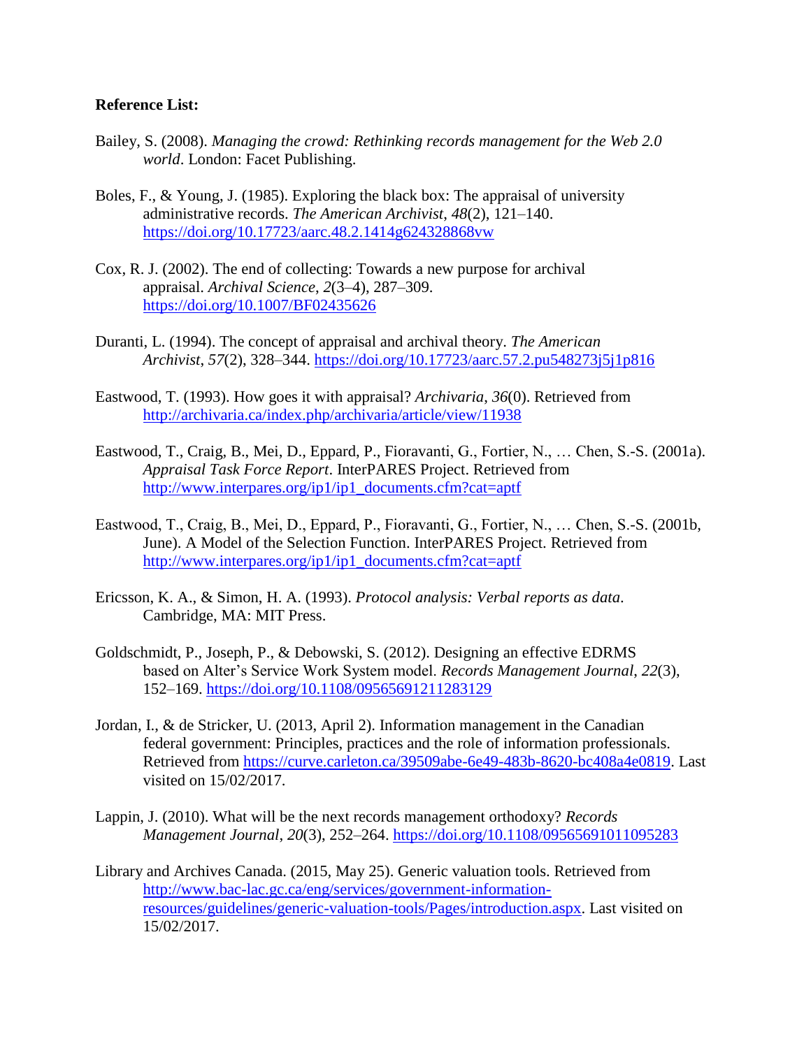**Reference List:**

Bailey, S. (2008). *Managing the crowd: Rethinking records management for the Web 2.0 world*. London: Facet Publishing.

Boles, F., & Young, J. (1985). Exploring the black box: The appraisal of university administrative records. *The American Archivist*, *48*(2), 121–140. https://doi.org/10.17723/aarc.48.2.1414g624328868vw

Cox, R. J. (2002). The end of collecting: Towards a new purpose for archival appraisal. *Archival Science*, *2*(3–4), 287–309. https://doi.org/10.1007/BF02435626

Duranti, L. (1994). The concept of appraisal and archival theory. *The American Archivist*, *57*(2), 328–344. https://doi.org/10.17723/aarc.57.2.pu548273j5j1p816

Eastwood, T. (1993). How goes it with appraisal? *Archivaria*, *36*(0). Retrieved from http://archivaria.ca/index.php/archivaria/article/view/11938

Eastwood, T., Craig, B., Mei, D., Eppard, P., Fioravanti, G., Fortier, N., … Chen, S.-S. (2001a). *Appraisal Task Force Report*. InterPARES Project. Retrieved from http://www.interpares.org/ip1/ip1_documents.cfm?cat=aptf

Eastwood, T., Craig, B., Mei, D., Eppard, P., Fioravanti, G., Fortier, N., … Chen, S.-S. (2001b, June). A Model of the Selection Function. InterPARES Project. Retrieved from http://www.interpares.org/ip1/ip1_documents.cfm?cat=aptf

Ericsson, K. A., & Simon, H. A. (1993). *Protocol analysis: Verbal reports as data*. Cambridge, MA: MIT Press.

Goldschmidt, P., Joseph, P., & Debowski, S. (2012). Designing an effective EDRMS based on Alter's Service Work System model. *Records Management Journal*, *22*(3), 152–169. https://doi.org/10.1108/09565691211283129

Jordan, I., & de Stricker, U. (2013, April 2). Information management in the Canadian federal government: Principles, practices and the role of information professionals. Retrieved from https://curve.carleton.ca/39509abe-6e49-483b-8620-bc408a4e0819. Last visited on 15/02/2017.

Lappin, J. (2010). What will be the next records management orthodoxy? *Records Management Journal*, *20*(3), 252–264. https://doi.org/10.1108/09565691011095283

Library and Archives Canada. (2015, May 25). Generic valuation tools. Retrieved from http://www.bac-lac.gc.ca/eng/services/government-information-resources/guidelines/generic-valuation-tools/Pages/introduction.aspx. Last visited on 15/02/2017.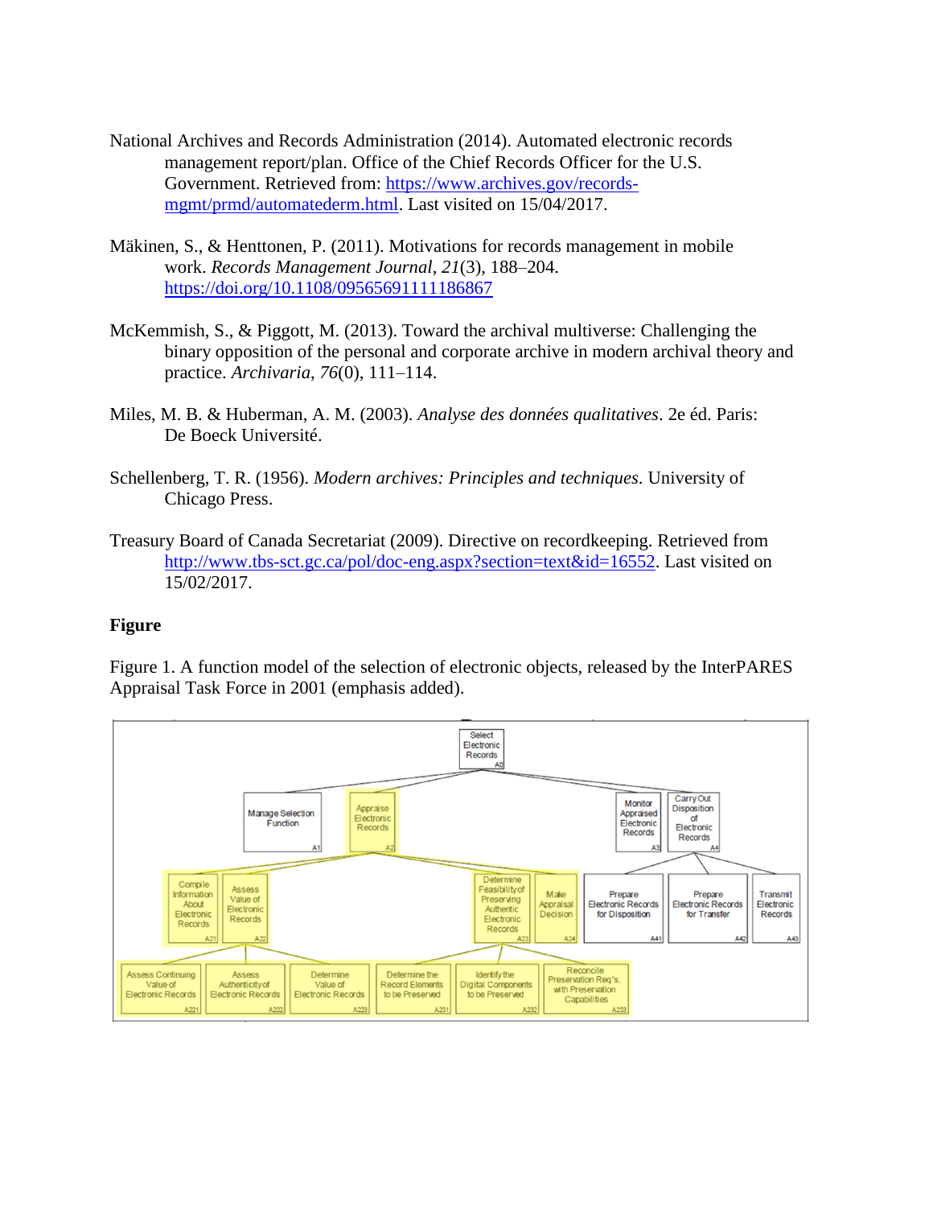National Archives and Records Administration (2014). Automated electronic records management report/plan. Office of the Chief Records Officer for the U.S. Government. Retrieved from: https://www.archives.gov/records-mgmt/prmd/automatederm.html. Last visited on 15/04/2017.

Mäkinen, S., & Henttonen, P. (2011). Motivations for records management in mobile work. *Records Management Journal*, *21*(3), 188–204. https://doi.org/10.1108/09565691111186867

McKemmish, S., & Piggott, M. (2013). Toward the archival multiverse: Challenging the binary opposition of the personal and corporate archive in modern archival theory and practice. *Archivaria*, *76*(0), 111–114.

Miles, M. B. & Huberman, A. M. (2003). *Analyse des données qualitatives*. 2e éd. Paris: De Boeck Université.

Schellenberg, T. R. (1956). *Modern archives: Principles and techniques*. University of Chicago Press.

Treasury Board of Canada Secretariat (2009). Directive on recordkeeping. Retrieved from http://www.tbs-sct.gc.ca/pol/doc-eng.aspx?section=text&id=16552. Last visited on 15/02/2017.

**Figure**

Figure 1. A function model of the selection of electronic objects, released by the InterPARES Appraisal Task Force in 2001 (emphasis added).

Select Electronic Records A0
Manage Selection Function A1
Appraise Electronic Records A2
Monitor Appraised Electronic Records A3
Carry Out Disposition of Electronic Records A4
Compile Information About Electronic Records A21
Assess Value of Electronic Records A22
Determine Feasibility of Preserving Authentic Electronic Records A23
Make Appraisal Decision A24
Prepare Electronic Records for Disposition A41
Prepare Electronic Records for Transfer A42
Transmit Electronic Records A43
Assess Continuing Value of Electronic Records A221
Assess Authenticity of Electronic Records A222
Determine Value of Electronic Records A223
Determine the Record Elements to be Preserved A231
Identify the Digital Components to be Preserved A232
Reconcile Preservation Req's. with Preservation Capabilities A233